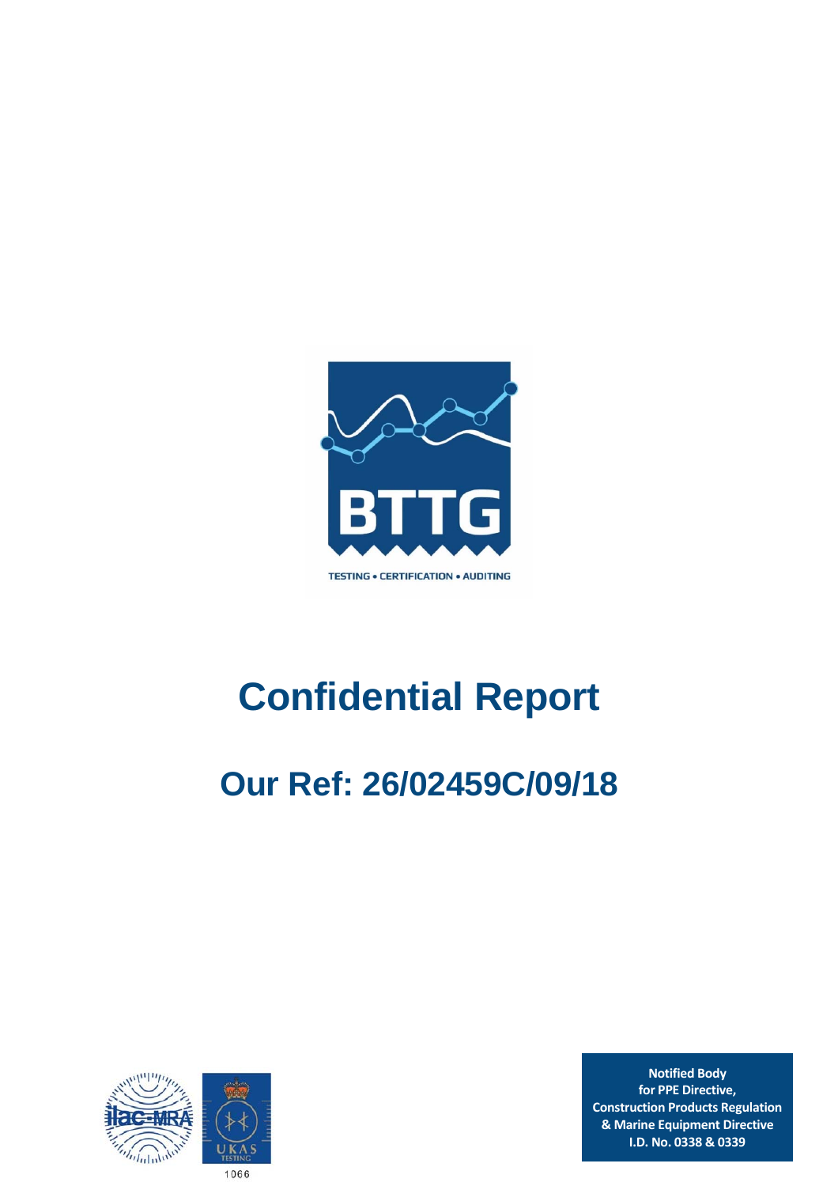BTTG

TESTING • CERTIFICATION • AUDITING

# Confidential Report

## Our Ref: 26/02459C/09/18

1066

**Notified Body for PPE Directive, Construction Products Regulation & Marine Equipment Directive I.D. No. 0338 & 0339**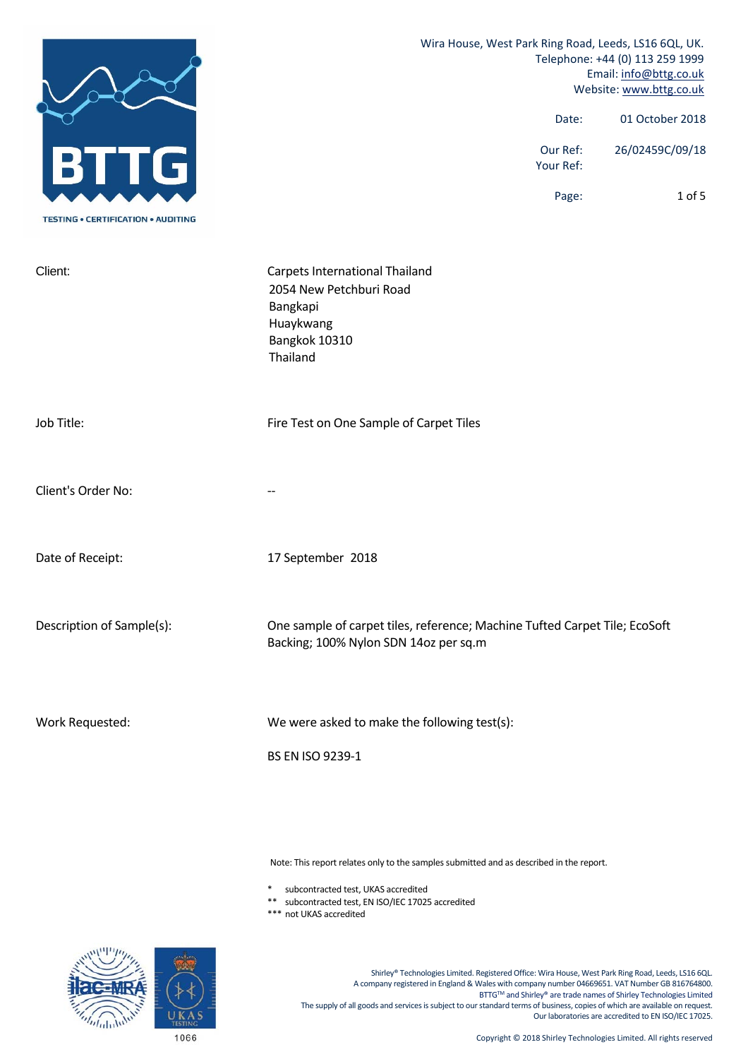Wira House, West Park Ring Road, Leeds, LS16 6QL, UK.
Telephone: +44 (0) 113 259 1999
Email: info@bttg.co.uk
Website: www.bttg.co.uk

| | |
|---|---|
| Date: | 01 October 2018 |
| Our Ref: | 26/02459C/09/18 |
| Your Ref: | |

| | |
|---|---|
| Client: | Carpets International Thailand<br>2054 New Petchburi Road<br>Bangkapi<br>Huaykwang<br>Bangkok 10310<br>Thailand |
| Job Title: | Fire Test on One Sample of Carpet Tiles |
| Client's Order No: | -- |
| Date of Receipt: | 17 September 2018 |
| Description of Sample(s): | One sample of carpet tiles, reference; Machine Tufted Carpet Tile; EcoSoft Backing; 100% Nylon SDN 14oz per sq.m |
| Work Requested: | We were asked to make the following test(s):<br><br>BS EN ISO 9239-1 |

Note: This report relates only to the samples submitted and as described in the report.

- \* subcontracted test, UKAS accredited
- \*\* subcontracted test, EN ISO/IEC 17025 accredited
- \*\*\* not UKAS accredited

1066

Shirley® Technologies Limited. Registered Office: Wira House, West Park Ring Road, Leeds, LS16 6QL.
A company registered in England & Wales with company number 04669651. VAT Number GB 816764800.
BTTG™ and Shirley® are trade names of Shirley Technologies Limited
The supply of all goods and services is subject to our standard terms of business, copies of which are available on request.
Our laboratories are accredited to EN ISO/IEC 17025.

Copyright © 2018 Shirley Technologies Limited. All rights reserved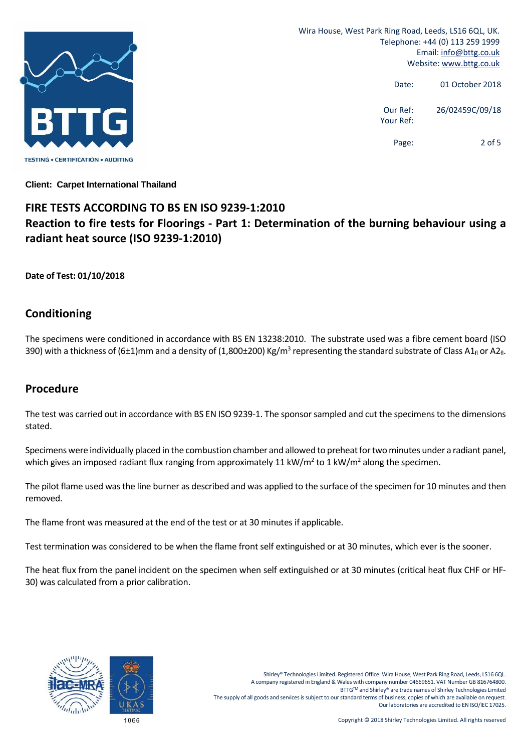Date: 01 October 2018

Our Ref: 26/02459C/09/18
Your Ref:

**Client: Carpet International Thailand**

## FIRE TESTS ACCORDING TO BS EN ISO 9239-1:2010
## Reaction to fire tests for Floorings - Part 1: Determination of the burning behaviour using a radiant heat source (ISO 9239-1:2010)

**Date of Test: 01/10/2018**

## Conditioning

The specimens were conditioned in accordance with BS EN 13238:2010. The substrate used was a fibre cement board (ISO 390) with a thickness of (6±1)mm and a density of (1,800±200) $Kg/m^3$ representing the standard substrate of Class $A1_{fl}$ or $A2_{fl}$.

## Procedure

The test was carried out in accordance with BS EN ISO 9239-1. The sponsor sampled and cut the specimens to the dimensions stated.

Specimens were individually placed in the combustion chamber and allowed to preheat for two minutes under a radiant panel, which gives an imposed radiant flux ranging from approximately 11 $kW/m^2$ to 1 $kW/m^2$ along the specimen.

The pilot flame used was the line burner as described and was applied to the surface of the specimen for 10 minutes and then removed.

The flame front was measured at the end of the test or at 30 minutes if applicable.

Test termination was considered to be when the flame front self extinguished or at 30 minutes, which ever is the sooner.

The heat flux from the panel incident on the specimen when self extinguished or at 30 minutes (critical heat flux CHF or HF-30) was calculated from a prior calibration.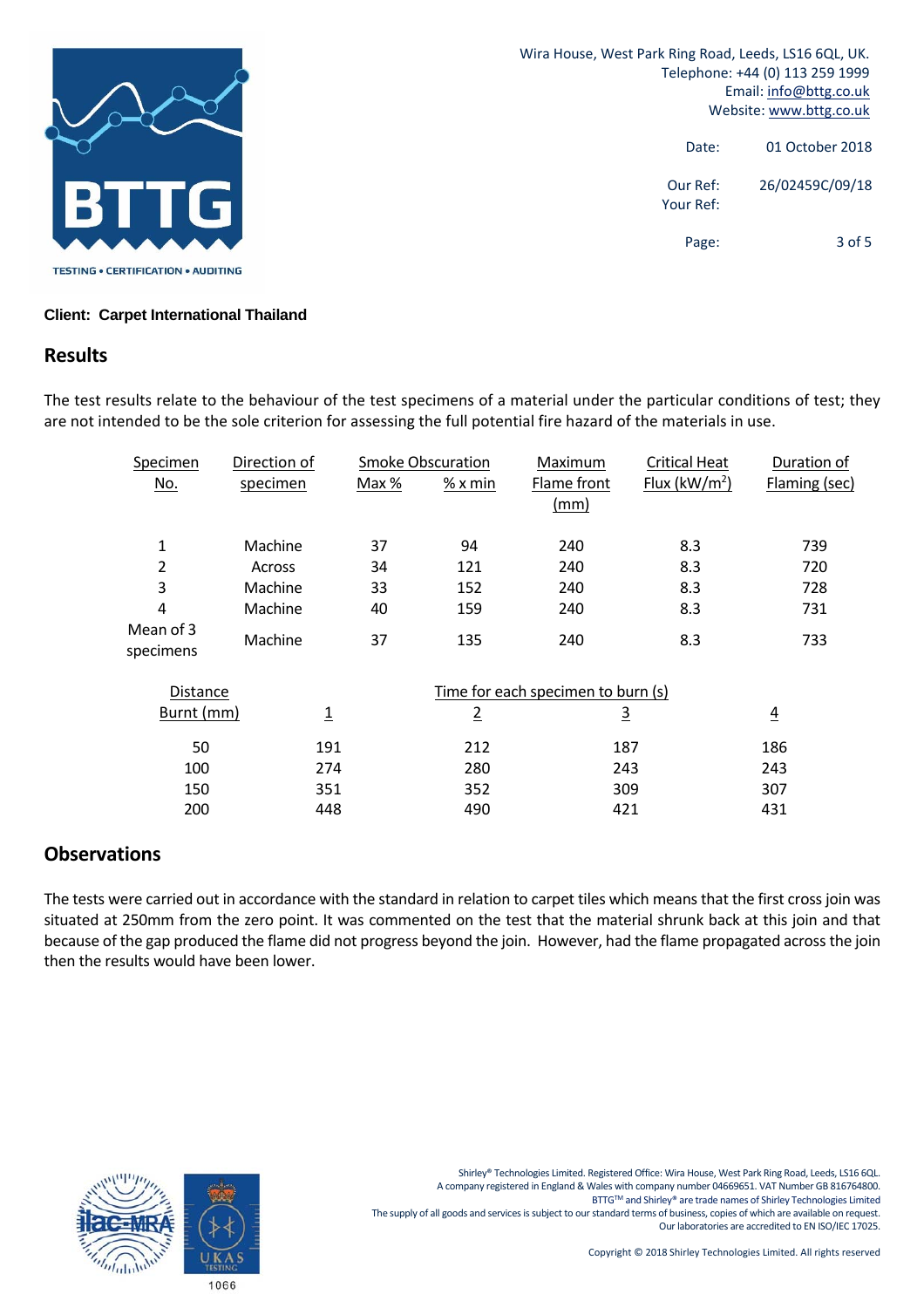Wira House, West Park Ring Road, Leeds, LS16 6QL, UK.
Telephone: +44 (0) 113 259 1999
Email: info@bttg.co.uk
Website: www.bttg.co.uk

Date: 01 October 2018

Our Ref: 26/02459C/09/18
Your Ref:

**Client: Carpet International Thailand**

## Results

The test results relate to the behaviour of the test specimens of a material under the particular conditions of test; they are not intended to be the sole criterion for assessing the full potential fire hazard of the materials in use.

| Specimen No. | Direction of specimen | Smoke Obscuration Max % | Smoke Obscuration % x min | Maximum Flame front (mm) | Critical Heat Flux ($kW/m^2$) | Duration of Flaming (sec) |
|---|---|---|---|---|---|---|
| 1 | Machine | 37 | 94 | 240 | 8.3 | 739 |
| 2 | Across | 34 | 121 | 240 | 8.3 | 720 |
| 3 | Machine | 33 | 152 | 240 | 8.3 | 728 |
| 4 | Machine | 40 | 159 | 240 | 8.3 | 731 |
| Mean of 3 specimens | Machine | 37 | 135 | 240 | 8.3 | 733 |

| Distance Burnt (mm) | Time for each specimen to burn (s) 1 | 2 | 3 | 4 |
|---|---|---|---|---|
| 50 | 191 | 212 | 187 | 186 |
| 100 | 274 | 280 | 243 | 243 |
| 150 | 351 | 352 | 309 | 307 |
| 200 | 448 | 490 | 421 | 431 |

## Observations

The tests were carried out in accordance with the standard in relation to carpet tiles which means that the first cross join was situated at 250mm from the zero point. It was commented on the test that the material shrunk back at this join and that because of the gap produced the flame did not progress beyond the join. However, had the flame propagated across the join then the results would have been lower.

Shirley® Technologies Limited. Registered Office: Wira House, West Park Ring Road, Leeds, LS16 6QL.
A company registered in England & Wales with company number 04669651. VAT Number GB 816764800.
BTTG™ and Shirley® are trade names of Shirley Technologies Limited
The supply of all goods and services is subject to our standard terms of business, copies of which are available on request.
Our laboratories are accredited to EN ISO/IEC 17025.

Copyright © 2018 Shirley Technologies Limited. All rights reserved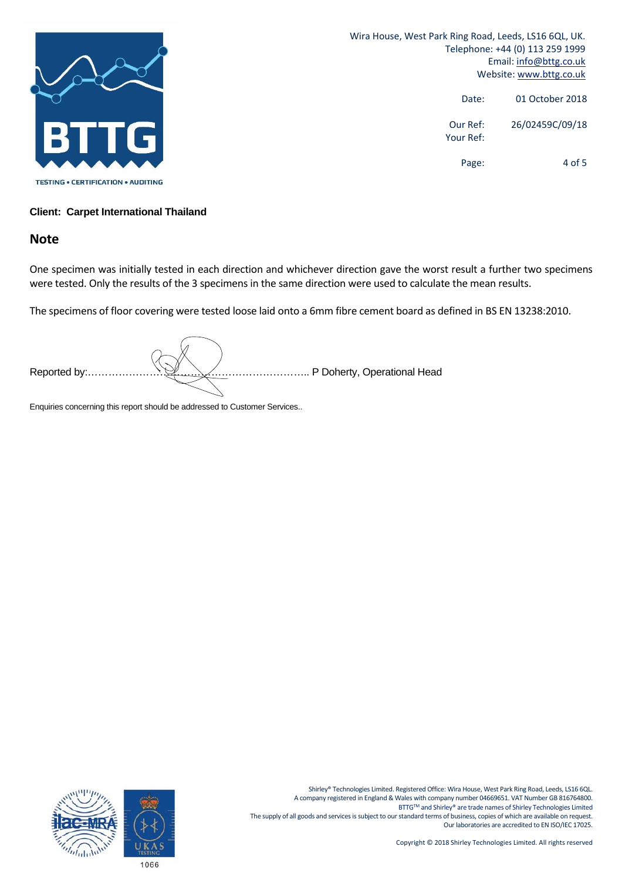**Client: Carpet International Thailand**

## Note

One specimen was initially tested in each direction and whichever direction gave the worst result a further two specimens were tested. Only the results of the 3 specimens in the same direction were used to calculate the mean results.

The specimens of floor covering were tested loose laid onto a 6mm fibre cement board as defined in BS EN 13238:2010.

Reported by:…………………………………………………………….. P Doherty, Operational Head

Enquiries concerning this report should be addressed to Customer Services..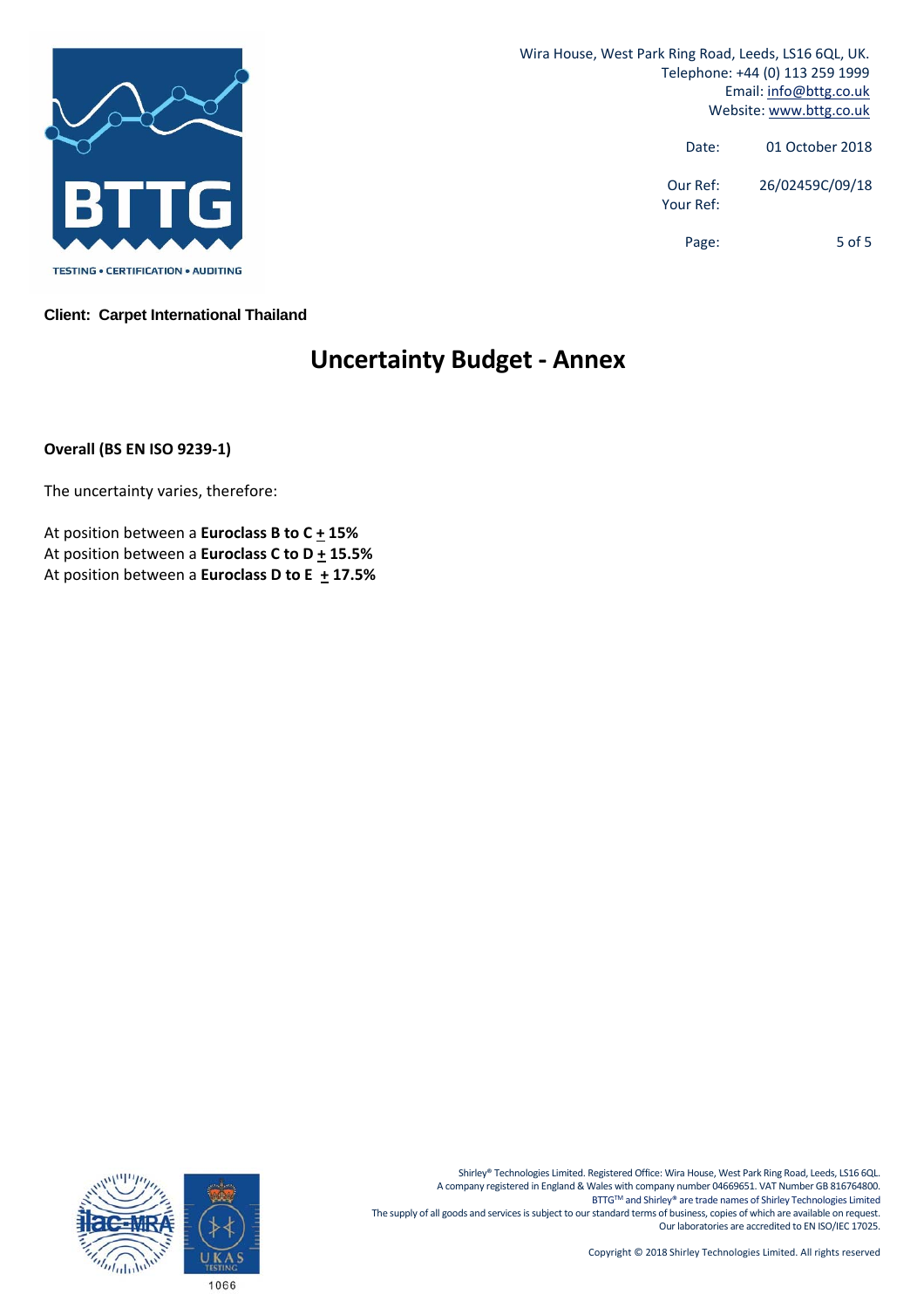Wira House, West Park Ring Road, Leeds, LS16 6QL, UK.
Telephone: +44 (0) 113 259 1999
Email: info@bttg.co.uk
Website: www.bttg.co.uk

Date: 01 October 2018

Our Ref: 26/02459C/09/18
Your Ref:

**Client: Carpet International Thailand**

# Uncertainty Budget - Annex

**Overall (BS EN ISO 9239-1)**

The uncertainty varies, therefore:

At position between a **Euroclass B to C ± 15%**
At position between a **Euroclass C to D ± 15.5%**
At position between a **Euroclass D to E ± 17.5%**

Shirley® Technologies Limited. Registered Office: Wira House, West Park Ring Road, Leeds, LS16 6QL.
A company registered in England & Wales with company number 04669651. VAT Number GB 816764800.
BTTG™ and Shirley® are trade names of Shirley Technologies Limited
The supply of all goods and services is subject to our standard terms of business, copies of which are available on request.
Our laboratories are accredited to EN ISO/IEC 17025.

Copyright © 2018 Shirley Technologies Limited. All rights reserved